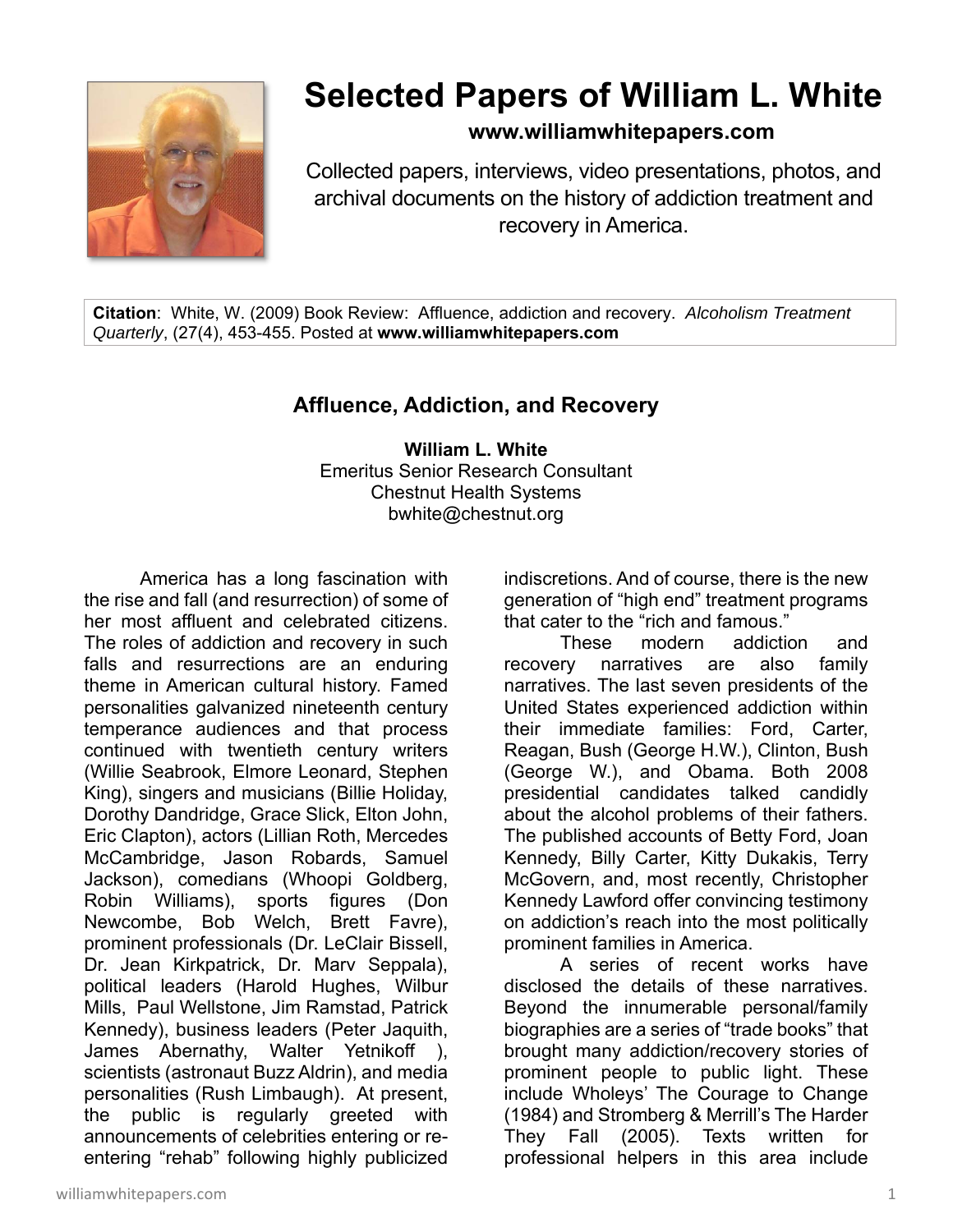# Selected Papers of William L. White

**www.williamwhitepapers.com**

Collected papers, interviews, video presentations, photos, and archival documents on the history of addiction treatment and recovery in America.

**Citation**: White, W. (2009) Book Review: Affluence, addiction and recovery. *Alcoholism Treatment Quarterly*, (27(4), 453-455. Posted at **www.williamwhitepapers.com**

## Affluence, Addiction, and Recovery

**William L. White**
Emeritus Senior Research Consultant
Chestnut Health Systems
bwhite@chestnut.org

America has a long fascination with the rise and fall (and resurrection) of some of her most affluent and celebrated citizens. The roles of addiction and recovery in such falls and resurrections are an enduring theme in American cultural history. Famed personalities galvanized nineteenth century temperance audiences and that process continued with twentieth century writers (Willie Seabrook, Elmore Leonard, Stephen King), singers and musicians (Billie Holiday, Dorothy Dandridge, Grace Slick, Elton John, Eric Clapton), actors (Lillian Roth, Mercedes McCambridge, Jason Robards, Samuel Jackson), comedians (Whoopi Goldberg, Robin Williams), sports figures (Don Newcombe, Bob Welch, Brett Favre), prominent professionals (Dr. LeClair Bissell, Dr. Jean Kirkpatrick, Dr. Marv Seppala), political leaders (Harold Hughes, Wilbur Mills, Paul Wellstone, Jim Ramstad, Patrick Kennedy), business leaders (Peter Jaquith, James Abernathy, Walter Yetnikoff ), scientists (astronaut Buzz Aldrin), and media personalities (Rush Limbaugh). At present, the public is regularly greeted with announcements of celebrities entering or re-entering "rehab" following highly publicized indiscretions. And of course, there is the new generation of "high end" treatment programs that cater to the "rich and famous."

These modern addiction and recovery narratives are also family narratives. The last seven presidents of the United States experienced addiction within their immediate families: Ford, Carter, Reagan, Bush (George H.W.), Clinton, Bush (George W.), and Obama. Both 2008 presidential candidates talked candidly about the alcohol problems of their fathers. The published accounts of Betty Ford, Joan Kennedy, Billy Carter, Kitty Dukakis, Terry McGovern, and, most recently, Christopher Kennedy Lawford offer convincing testimony on addiction's reach into the most politically prominent families in America.

A series of recent works have disclosed the details of these narratives. Beyond the innumerable personal/family biographies are a series of "trade books" that brought many addiction/recovery stories of prominent people to public light. These include Wholeys' The Courage to Change (1984) and Stromberg & Merrill's The Harder They Fall (2005). Texts written for professional helpers in this area include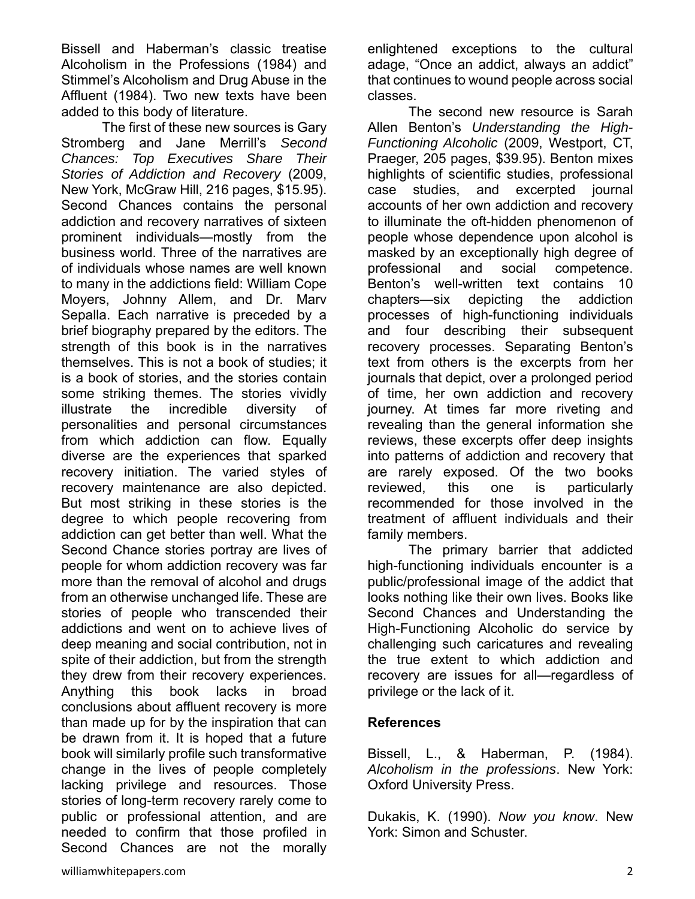Bissell and Haberman's classic treatise Alcoholism in the Professions (1984) and Stimmel's Alcoholism and Drug Abuse in the Affluent (1984). Two new texts have been added to this body of literature.

The first of these new sources is Gary Stromberg and Jane Merrill's *Second Chances: Top Executives Share Their Stories of Addiction and Recovery* (2009, New York, McGraw Hill, 216 pages, $15.95). Second Chances contains the personal addiction and recovery narratives of sixteen prominent individuals—mostly from the business world. Three of the narratives are of individuals whose names are well known to many in the addictions field: William Cope Moyers, Johnny Allem, and Dr. Marv Sepalla. Each narrative is preceded by a brief biography prepared by the editors. The strength of this book is in the narratives themselves. This is not a book of studies; it is a book of stories, and the stories contain some striking themes. The stories vividly illustrate the incredible diversity of personalities and personal circumstances from which addiction can flow. Equally diverse are the experiences that sparked recovery initiation. The varied styles of recovery maintenance are also depicted. But most striking in these stories is the degree to which people recovering from addiction can get better than well. What the Second Chance stories portray are lives of people for whom addiction recovery was far more than the removal of alcohol and drugs from an otherwise unchanged life. These are stories of people who transcended their addictions and went on to achieve lives of deep meaning and social contribution, not in spite of their addiction, but from the strength they drew from their recovery experiences. Anything this book lacks in broad conclusions about affluent recovery is more than made up for by the inspiration that can be drawn from it. It is hoped that a future book will similarly profile such transformative change in the lives of people completely lacking privilege and resources. Those stories of long-term recovery rarely come to public or professional attention, and are needed to confirm that those profiled in Second Chances are not the morally enlightened exceptions to the cultural adage, "Once an addict, always an addict" that continues to wound people across social classes.

The second new resource is Sarah Allen Benton's *Understanding the High-Functioning Alcoholic* (2009, Westport, CT, Praeger, 205 pages, $39.95). Benton mixes highlights of scientific studies, professional case studies, and excerpted journal accounts of her own addiction and recovery to illuminate the oft-hidden phenomenon of people whose dependence upon alcohol is masked by an exceptionally high degree of professional and social competence. Benton's well-written text contains 10 chapters—six depicting the addiction processes of high-functioning individuals and four describing their subsequent recovery processes. Separating Benton's text from others is the excerpts from her journals that depict, over a prolonged period of time, her own addiction and recovery journey. At times far more riveting and revealing than the general information she reviews, these excerpts offer deep insights into patterns of addiction and recovery that are rarely exposed. Of the two books reviewed, this one is particularly recommended for those involved in the treatment of affluent individuals and their family members.

The primary barrier that addicted high-functioning individuals encounter is a public/professional image of the addict that looks nothing like their own lives. Books like Second Chances and Understanding the High-Functioning Alcoholic do service by challenging such caricatures and revealing the true extent to which addiction and recovery are issues for all—regardless of privilege or the lack of it.

**References**

Bissell, L., & Haberman, P. (1984). *Alcoholism in the professions*. New York: Oxford University Press.

Dukakis, K. (1990). *Now you know*. New York: Simon and Schuster.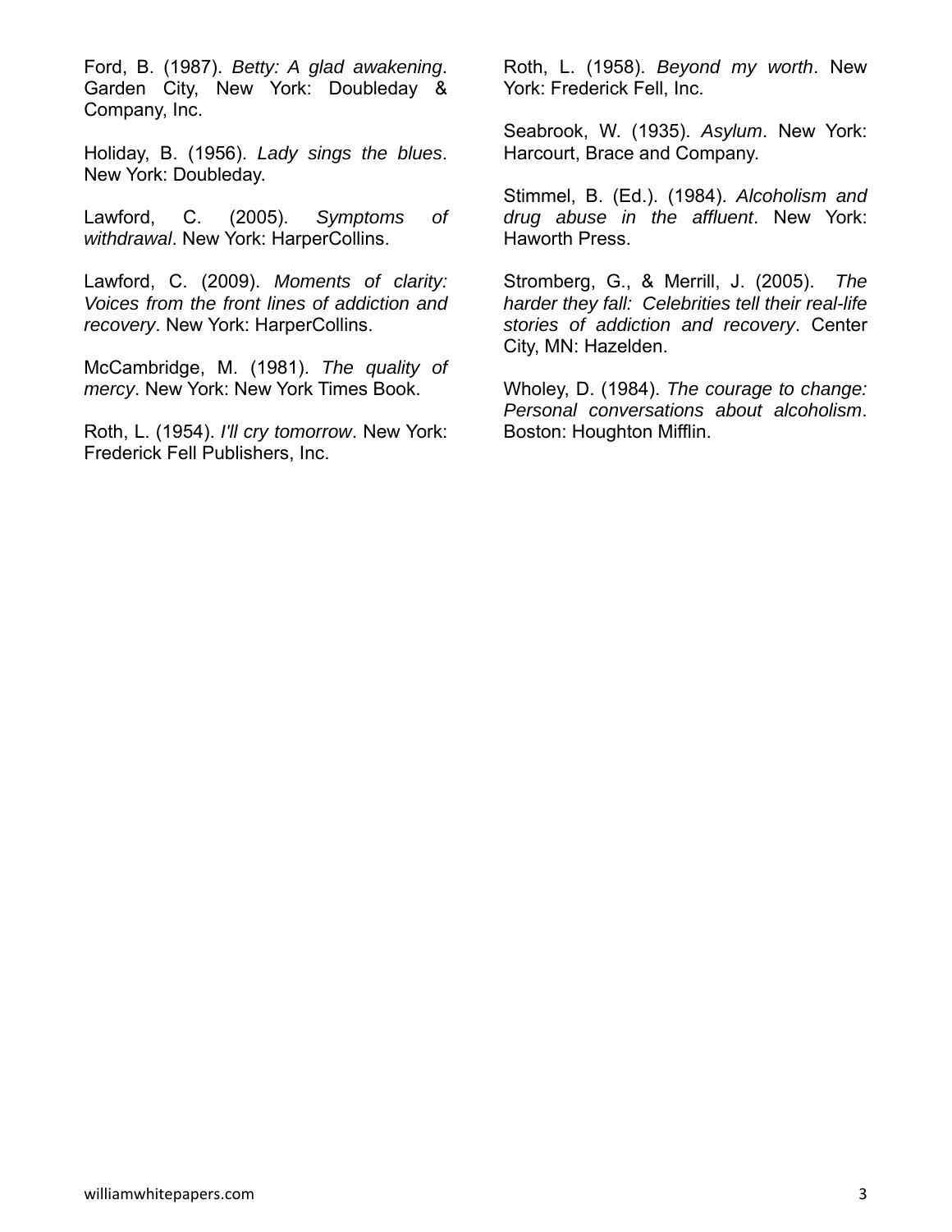Ford, B. (1987). *Betty: A glad awakening*. Garden City, New York: Doubleday & Company, Inc.

Holiday, B. (1956). *Lady sings the blues*. New York: Doubleday.

Lawford, C. (2005). *Symptoms of withdrawal*. New York: HarperCollins.

Lawford, C. (2009). *Moments of clarity: Voices from the front lines of addiction and recovery*. New York: HarperCollins.

McCambridge, M. (1981). *The quality of mercy*. New York: New York Times Book.

Roth, L. (1954). *I'll cry tomorrow*. New York: Frederick Fell Publishers, Inc.

Roth, L. (1958). *Beyond my worth*. New York: Frederick Fell, Inc.

Seabrook, W. (1935). *Asylum*. New York: Harcourt, Brace and Company.

Stimmel, B. (Ed.). (1984). *Alcoholism and drug abuse in the affluent*. New York: Haworth Press.

Stromberg, G., & Merrill, J. (2005). *The harder they fall: Celebrities tell their real-life stories of addiction and recovery*. Center City, MN: Hazelden.

Wholey, D. (1984). *The courage to change: Personal conversations about alcoholism*. Boston: Houghton Mifflin.